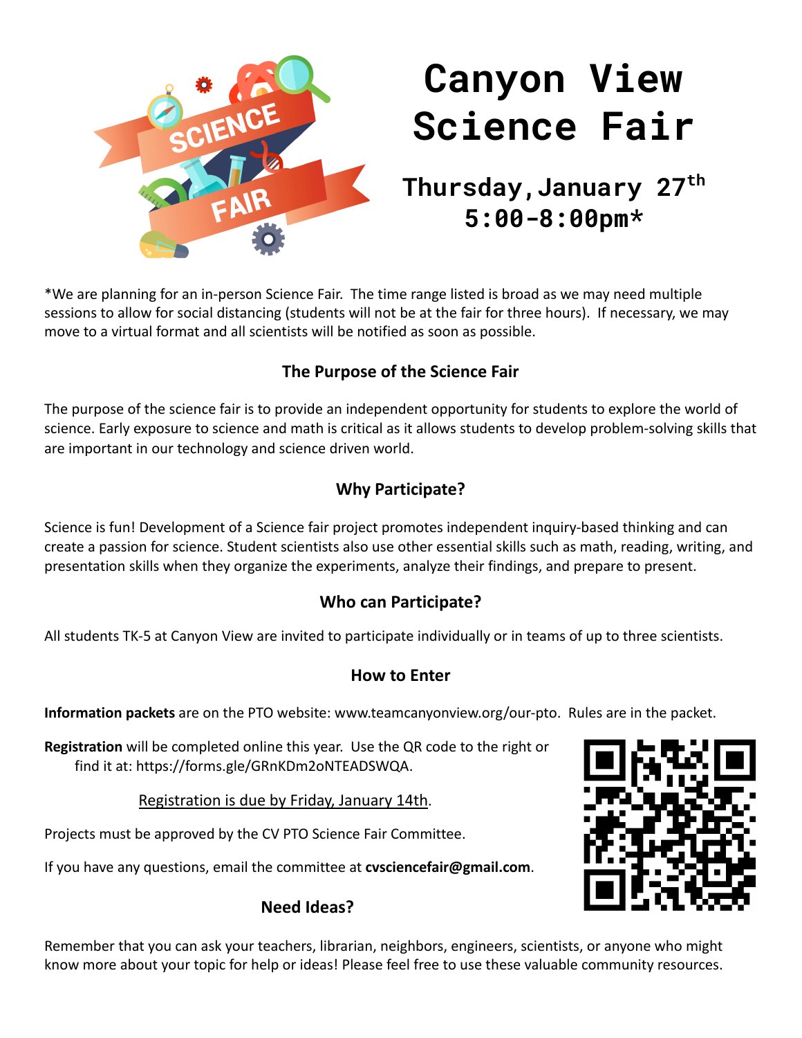# Canyon View Science Fair

## Thursday, January 27th
## 5:00-8:00pm*

*We are planning for an in-person Science Fair. The time range listed is broad as we may need multiple sessions to allow for social distancing (students will not be at the fair for three hours). If necessary, we may move to a virtual format and all scientists will be notified as soon as possible.

### The Purpose of the Science Fair

The purpose of the science fair is to provide an independent opportunity for students to explore the world of science. Early exposure to science and math is critical as it allows students to develop problem-solving skills that are important in our technology and science driven world.

### Why Participate?

Science is fun! Development of a Science fair project promotes independent inquiry-based thinking and can create a passion for science. Student scientists also use other essential skills such as math, reading, writing, and presentation skills when they organize the experiments, analyze their findings, and prepare to present.

### Who can Participate?

All students TK-5 at Canyon View are invited to participate individually or in teams of up to three scientists.

### How to Enter

**Information packets** are on the PTO website: www.teamcanyonview.org/our-pto. Rules are in the packet.

**Registration** will be completed online this year. Use the QR code to the right or find it at: https://forms.gle/GRnKDm2oNTEADSWQA.

Registration is due by Friday, January 14th.

Projects must be approved by the CV PTO Science Fair Committee.

If you have any questions, email the committee at **cvsciencefair@gmail.com**.

### Need Ideas?

Remember that you can ask your teachers, librarian, neighbors, engineers, scientists, or anyone who might know more about your topic for help or ideas! Please feel free to use these valuable community resources.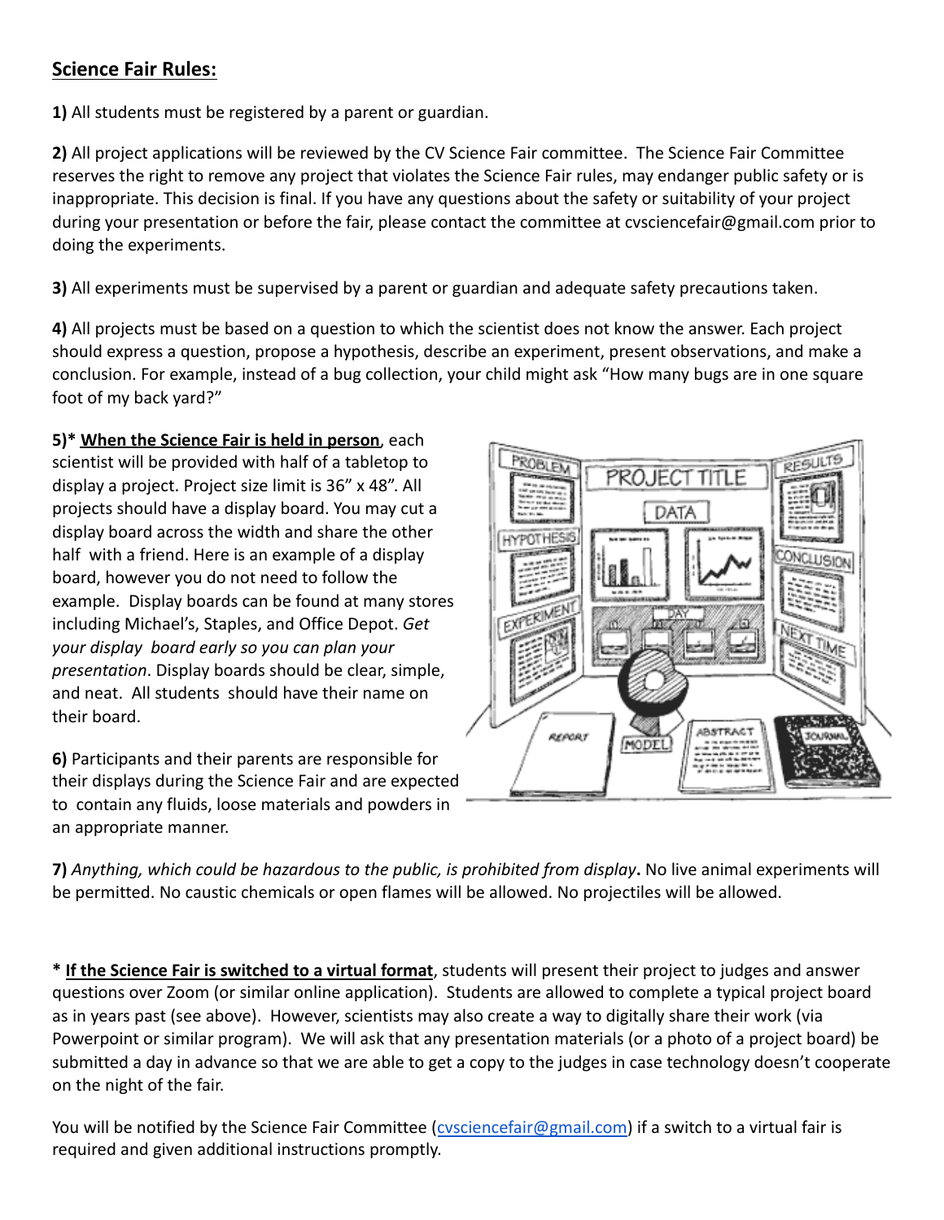## **Science Fair Rules:**

**1)** All students must be registered by a parent or guardian.

**2)** All project applications will be reviewed by the CV Science Fair committee. The Science Fair Committee reserves the right to remove any project that violates the Science Fair rules, may endanger public safety or is inappropriate. This decision is final. If you have any questions about the safety or suitability of your project during your presentation or before the fair, please contact the committee at cvsciencefair@gmail.com prior to doing the experiments.

**3)** All experiments must be supervised by a parent or guardian and adequate safety precautions taken.

**4)** All projects must be based on a question to which the scientist does not know the answer. Each project should express a question, propose a hypothesis, describe an experiment, present observations, and make a conclusion. For example, instead of a bug collection, your child might ask "How many bugs are in one square foot of my back yard?"

**5)* <u>When the Science Fair is held in person</u>**, each scientist will be provided with half of a tabletop to display a project. Project size limit is 36" x 48". All projects should have a display board. You may cut a display board across the width and share the other half with a friend. Here is an example of a display board, however you do not need to follow the example. Display boards can be found at many stores including Michael's, Staples, and Office Depot. *Get your display board early so you can plan your presentation*. Display boards should be clear, simple, and neat. All students should have their name on their board.

PROBLEM
PROJECT TITLE
RESULTS
DATA
HYPOTHESIS
CONCLUSION
EXPERIMENT
DAY
NEXT TIME
REPORT
MODEL
ABSTRACT
JOURNAL

**6)** Participants and their parents are responsible for their displays during the Science Fair and are expected to contain any fluids, loose materials and powders in an appropriate manner.

**7)** *Anything, which could be hazardous to the public, is prohibited from display***.** No live animal experiments will be permitted. No caustic chemicals or open flames will be allowed. No projectiles will be allowed.

**\* <u>If the Science Fair is switched to a virtual format</u>**, students will present their project to judges and answer questions over Zoom (or similar online application). Students are allowed to complete a typical project board as in years past (see above). However, scientists may also create a way to digitally share their work (via Powerpoint or similar program). We will ask that any presentation materials (or a photo of a project board) be submitted a day in advance so that we are able to get a copy to the judges in case technology doesn't cooperate on the night of the fair.

You will be notified by the Science Fair Committee (cvsciencefair@gmail.com) if a switch to a virtual fair is required and given additional instructions promptly.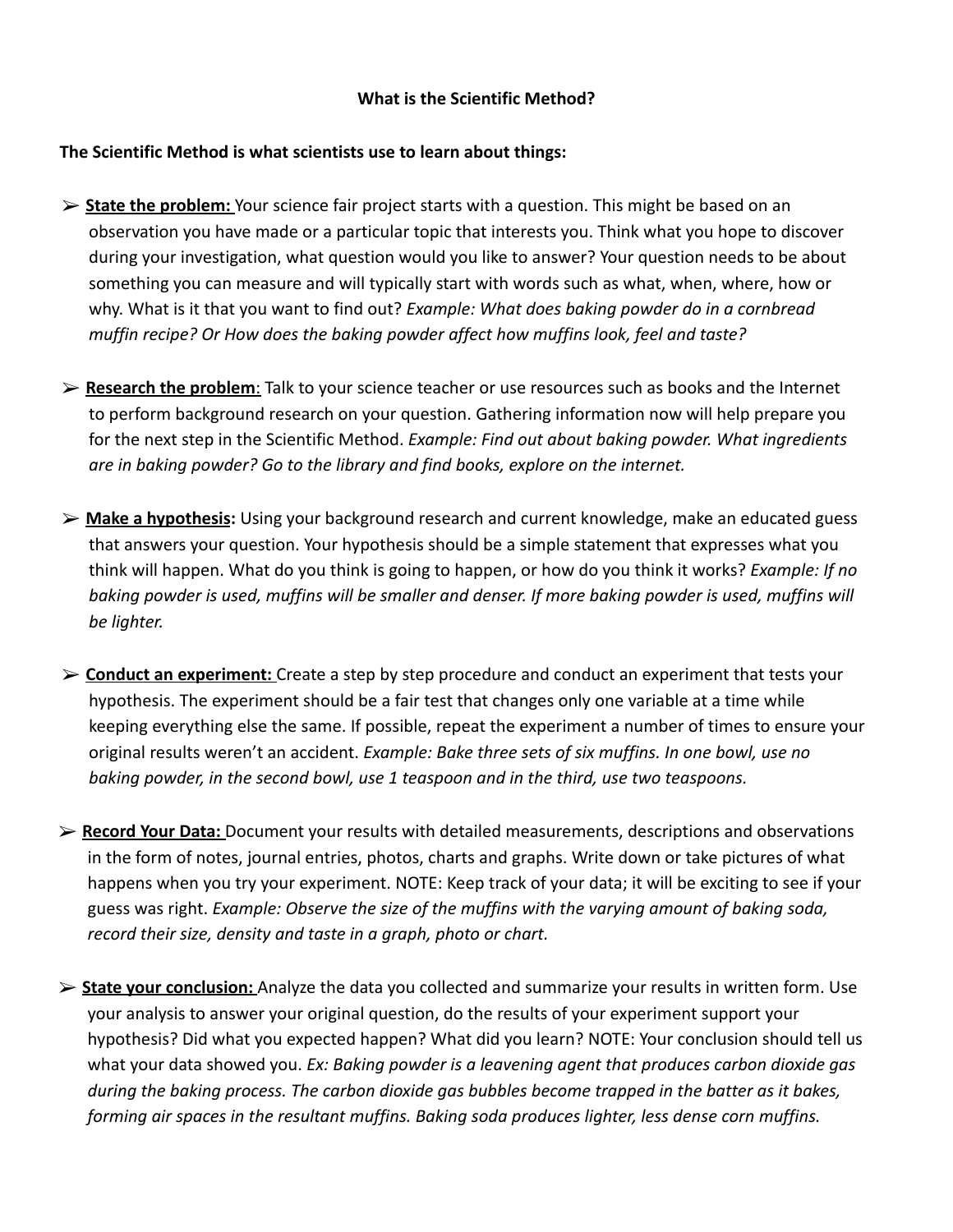**What is the Scientific Method?**

**The Scientific Method is what scientists use to learn about things:**

- **State the problem:** Your science fair project starts with a question. This might be based on an observation you have made or a particular topic that interests you. Think what you hope to discover during your investigation, what question would you like to answer? Your question needs to be about something you can measure and will typically start with words such as what, when, where, how or why. What is it that you want to find out? *Example: What does baking powder do in a cornbread muffin recipe? Or How does the baking powder affect how muffins look, feel and taste?*

- **Research the problem**: Talk to your science teacher or use resources such as books and the Internet to perform background research on your question. Gathering information now will help prepare you for the next step in the Scientific Method. *Example: Find out about baking powder. What ingredients are in baking powder? Go to the library and find books, explore on the internet.*

- **Make a hypothesis:** Using your background research and current knowledge, make an educated guess that answers your question. Your hypothesis should be a simple statement that expresses what you think will happen. What do you think is going to happen, or how do you think it works? *Example: If no baking powder is used, muffins will be smaller and denser. If more baking powder is used, muffins will be lighter.*

- **Conduct an experiment:** Create a step by step procedure and conduct an experiment that tests your hypothesis. The experiment should be a fair test that changes only one variable at a time while keeping everything else the same. If possible, repeat the experiment a number of times to ensure your original results weren't an accident. *Example: Bake three sets of six muffins. In one bowl, use no baking powder, in the second bowl, use 1 teaspoon and in the third, use two teaspoons.*

- **Record Your Data:** Document your results with detailed measurements, descriptions and observations in the form of notes, journal entries, photos, charts and graphs. Write down or take pictures of what happens when you try your experiment. NOTE: Keep track of your data; it will be exciting to see if your guess was right. *Example: Observe the size of the muffins with the varying amount of baking soda, record their size, density and taste in a graph, photo or chart.*

- **State your conclusion:** Analyze the data you collected and summarize your results in written form. Use your analysis to answer your original question, do the results of your experiment support your hypothesis? Did what you expected happen? What did you learn? NOTE: Your conclusion should tell us what your data showed you. *Ex: Baking powder is a leavening agent that produces carbon dioxide gas during the baking process. The carbon dioxide gas bubbles become trapped in the batter as it bakes, forming air spaces in the resultant muffins. Baking soda produces lighter, less dense corn muffins.*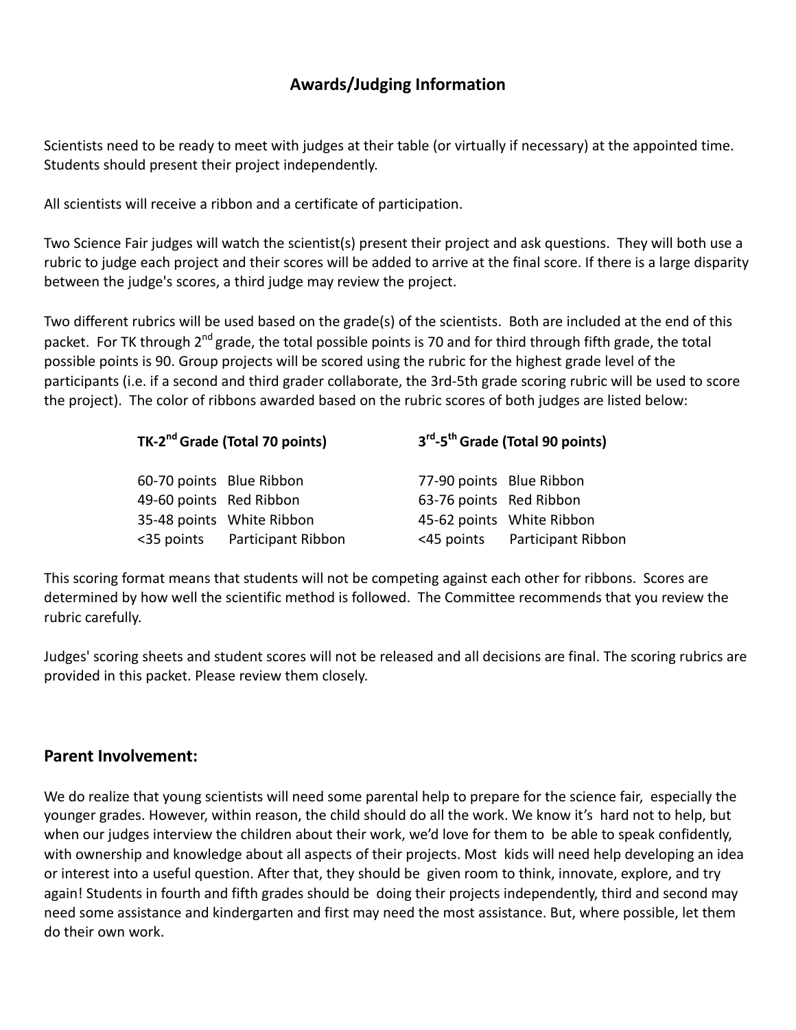## Awards/Judging Information

Scientists need to be ready to meet with judges at their table (or virtually if necessary) at the appointed time. Students should present their project independently.

All scientists will receive a ribbon and a certificate of participation.

Two Science Fair judges will watch the scientist(s) present their project and ask questions. They will both use a rubric to judge each project and their scores will be added to arrive at the final score. If there is a large disparity between the judge's scores, a third judge may review the project.

Two different rubrics will be used based on the grade(s) of the scientists. Both are included at the end of this packet. For TK through 2nd grade, the total possible points is 70 and for third through fifth grade, the total possible points is 90. Group projects will be scored using the rubric for the highest grade level of the participants (i.e. if a second and third grader collaborate, the 3rd-5th grade scoring rubric will be used to score the project). The color of ribbons awarded based on the rubric scores of both judges are listed below:

| **TK-2nd Grade (Total 70 points)** | | **3rd-5th Grade (Total 90 points)** | |
|---|---|---|---|
| 60-70 points | Blue Ribbon | 77-90 points | Blue Ribbon |
| 49-60 points | Red Ribbon | 63-76 points | Red Ribbon |
| 35-48 points | White Ribbon | 45-62 points | White Ribbon |
| <35 points | Participant Ribbon | <45 points | Participant Ribbon |

This scoring format means that students will not be competing against each other for ribbons. Scores are determined by how well the scientific method is followed. The Committee recommends that you review the rubric carefully.

Judges' scoring sheets and student scores will not be released and all decisions are final. The scoring rubrics are provided in this packet. Please review them closely.

## Parent Involvement:

We do realize that young scientists will need some parental help to prepare for the science fair, especially the younger grades. However, within reason, the child should do all the work. We know it's hard not to help, but when our judges interview the children about their work, we'd love for them to be able to speak confidently, with ownership and knowledge about all aspects of their projects. Most kids will need help developing an idea or interest into a useful question. After that, they should be given room to think, innovate, explore, and try again! Students in fourth and fifth grades should be doing their projects independently, third and second may need some assistance and kindergarten and first may need the most assistance. But, where possible, let them do their own work.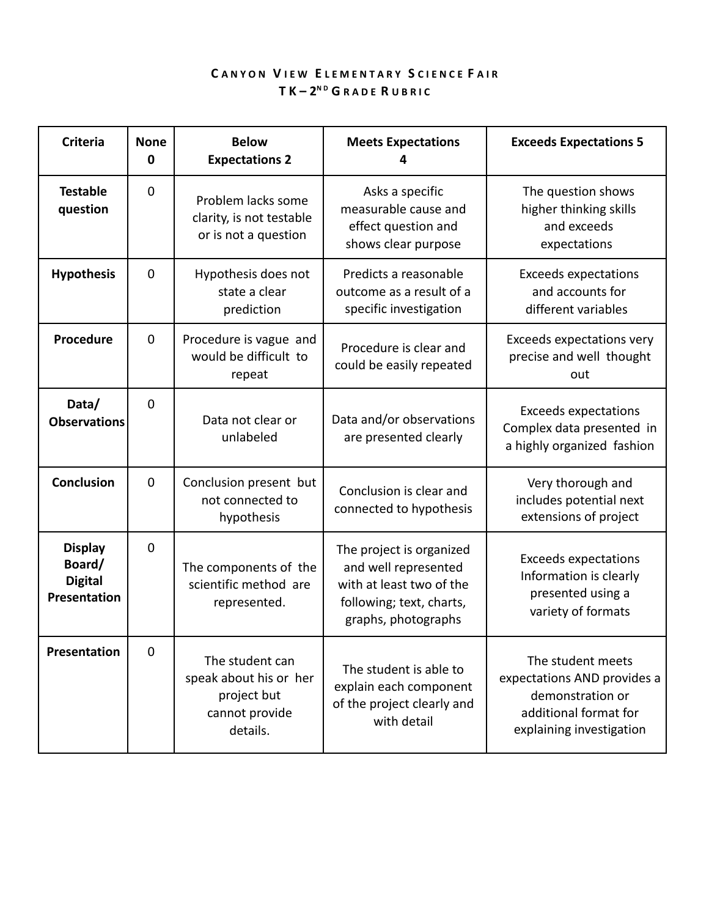# Canyon View Elementary Science Fair

## TK – 2nd Grade Rubric

| Criteria | None 0 | Below Expectations 2 | Meets Expectations 4 | Exceeds Expectations 5 |
|---|---|---|---|---|
| **Testable question** | 0 | Problem lacks some clarity, is not testable or is not a question | Asks a specific measurable cause and effect question and shows clear purpose | The question shows higher thinking skills and exceeds expectations |
| **Hypothesis** | 0 | Hypothesis does not state a clear prediction | Predicts a reasonable outcome as a result of a specific investigation | Exceeds expectations and accounts for different variables |
| **Procedure** | 0 | Procedure is vague and would be difficult to repeat | Procedure is clear and could be easily repeated | Exceeds expectations very precise and well thought out |
| **Data/ Observations** | 0 | Data not clear or unlabeled | Data and/or observations are presented clearly | Exceeds expectations Complex data presented in a highly organized fashion |
| **Conclusion** | 0 | Conclusion present but not connected to hypothesis | Conclusion is clear and connected to hypothesis | Very thorough and includes potential next extensions of project |
| **Display Board/ Digital Presentation** | 0 | The components of the scientific method are represented. | The project is organized and well represented with at least two of the following; text, charts, graphs, photographs | Exceeds expectations Information is clearly presented using a variety of formats |
| **Presentation** | 0 | The student can speak about his or her project but cannot provide details. | The student is able to explain each component of the project clearly and with detail | The student meets expectations AND provides a demonstration or additional format for explaining investigation |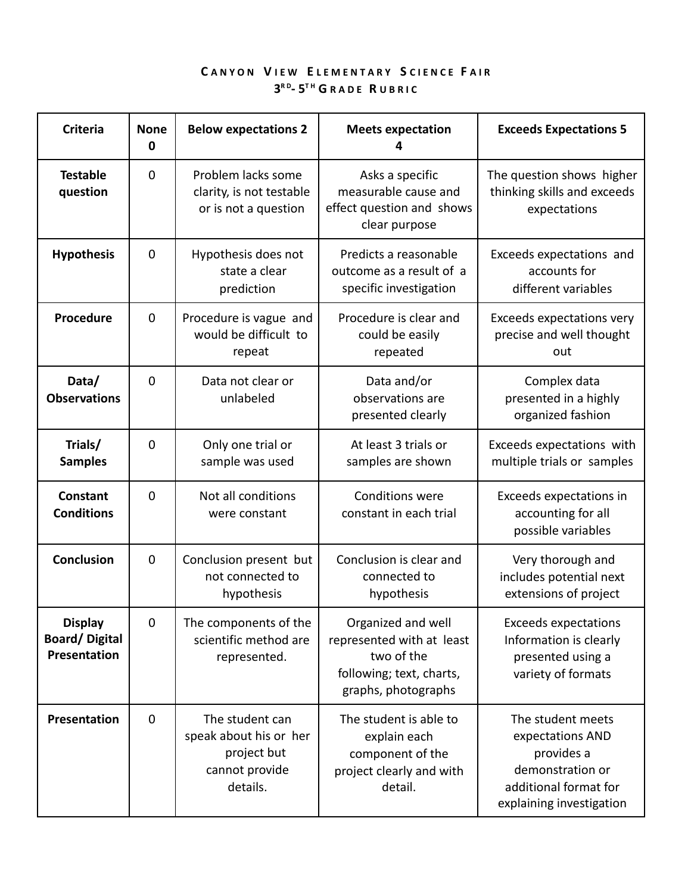# Canyon View Elementary Science Fair

## 3rd- 5th Grade Rubric

| Criteria | None 0 | Below expectations 2 | Meets expectation 4 | Exceeds Expectations 5 |
|---|---|---|---|---|
| **Testable question** | 0 | Problem lacks some clarity, is not testable or is not a question | Asks a specific measurable cause and effect question and shows clear purpose | The question shows higher thinking skills and exceeds expectations |
| **Hypothesis** | 0 | Hypothesis does not state a clear prediction | Predicts a reasonable outcome as a result of a specific investigation | Exceeds expectations and accounts for different variables |
| **Procedure** | 0 | Procedure is vague and would be difficult to repeat | Procedure is clear and could be easily repeated | Exceeds expectations very precise and well thought out |
| **Data/ Observations** | 0 | Data not clear or unlabeled | Data and/or observations are presented clearly | Complex data presented in a highly organized fashion |
| **Trials/ Samples** | 0 | Only one trial or sample was used | At least 3 trials or samples are shown | Exceeds expectations with multiple trials or samples |
| **Constant Conditions** | 0 | Not all conditions were constant | Conditions were constant in each trial | Exceeds expectations in accounting for all possible variables |
| **Conclusion** | 0 | Conclusion present but not connected to hypothesis | Conclusion is clear and connected to hypothesis | Very thorough and includes potential next extensions of project |
| **Display Board/ Digital Presentation** | 0 | The components of the scientific method are represented. | Organized and well represented with at least two of the following; text, charts, graphs, photographs | Exceeds expectations Information is clearly presented using a variety of formats |
| **Presentation** | 0 | The student can speak about his or her project but cannot provide details. | The student is able to explain each component of the project clearly and with detail. | The student meets expectations AND provides a demonstration or additional format for explaining investigation |